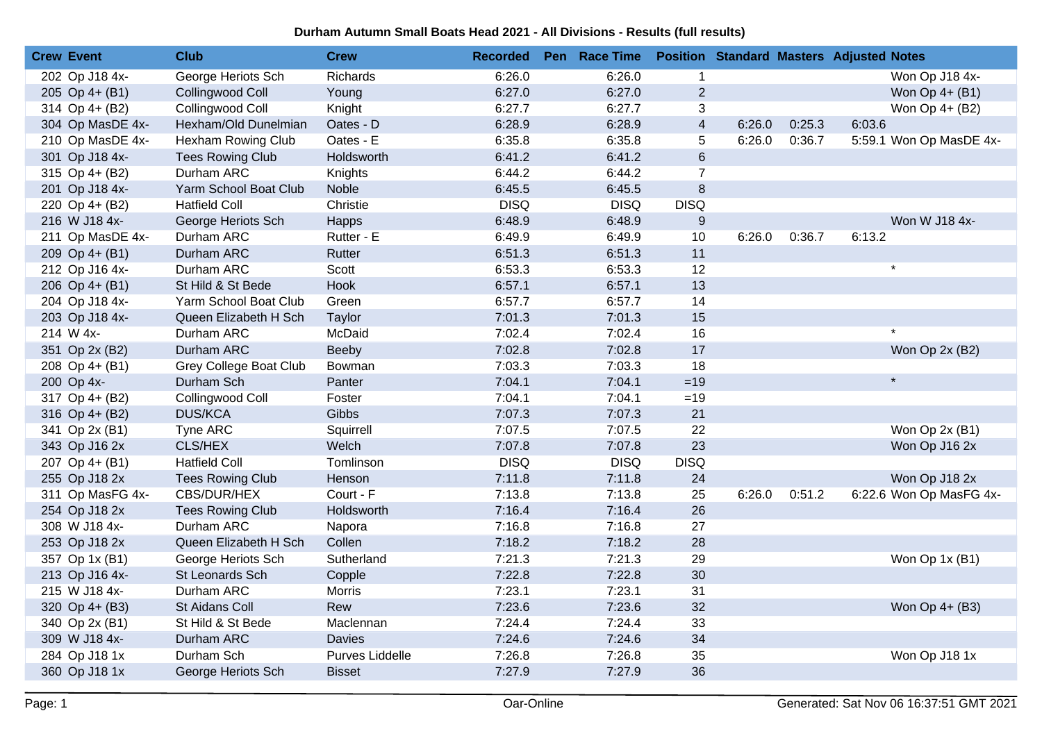# Durham Autumn Small Boats Head 2021 - All Divisions - Results (full results)

| Crew | Event | Club | Crew | Recorded | Pen | Race Time | Position | Standard | Masters | Adjusted | Notes |
|---|---|---|---|---|---|---|---|---|---|---|---|
| 202 | Op J18 4x- | George Heriots Sch | Richards | 6:26.0 | | 6:26.0 | 1 | | | | Won Op J18 4x- |
| 205 | Op 4+ (B1) | Collingwood Coll | Young | 6:27.0 | | 6:27.0 | 2 | | | | Won Op 4+ (B1) |
| 314 | Op 4+ (B2) | Collingwood Coll | Knight | 6:27.7 | | 6:27.7 | 3 | | | | Won Op 4+ (B2) |
| 304 | Op MasDE 4x- | Hexham/Old Dunelmian | Oates - D | 6:28.9 | | 6:28.9 | 4 | 6:26.0 | 0:25.3 | 6:03.6 | |
| 210 | Op MasDE 4x- | Hexham Rowing Club | Oates - E | 6:35.8 | | 6:35.8 | 5 | 6:26.0 | 0:36.7 | 5:59.1 | Won Op MasDE 4x- |
| 301 | Op J18 4x- | Tees Rowing Club | Holdsworth | 6:41.2 | | 6:41.2 | 6 | | | | |
| 315 | Op 4+ (B2) | Durham ARC | Knights | 6:44.2 | | 6:44.2 | 7 | | | | |
| 201 | Op J18 4x- | Yarm School Boat Club | Noble | 6:45.5 | | 6:45.5 | 8 | | | | |
| 220 | Op 4+ (B2) | Hatfield Coll | Christie | DISQ | | DISQ | DISQ | | | | |
| 216 | W J18 4x- | George Heriots Sch | Happs | 6:48.9 | | 6:48.9 | 9 | | | | Won W J18 4x- |
| 211 | Op MasDE 4x- | Durham ARC | Rutter - E | 6:49.9 | | 6:49.9 | 10 | 6:26.0 | 0:36.7 | 6:13.2 | |
| 209 | Op 4+ (B1) | Durham ARC | Rutter | 6:51.3 | | 6:51.3 | 11 | | | | |
| 212 | Op J16 4x- | Durham ARC | Scott | 6:53.3 | | 6:53.3 | 12 | | | | * |
| 206 | Op 4+ (B1) | St Hild & St Bede | Hook | 6:57.1 | | 6:57.1 | 13 | | | | |
| 204 | Op J18 4x- | Yarm School Boat Club | Green | 6:57.7 | | 6:57.7 | 14 | | | | |
| 203 | Op J18 4x- | Queen Elizabeth H Sch | Taylor | 7:01.3 | | 7:01.3 | 15 | | | | |
| 214 | W 4x- | Durham ARC | McDaid | 7:02.4 | | 7:02.4 | 16 | | | | * |
| 351 | Op 2x (B2) | Durham ARC | Beeby | 7:02.8 | | 7:02.8 | 17 | | | | Won Op 2x (B2) |
| 208 | Op 4+ (B1) | Grey College Boat Club | Bowman | 7:03.3 | | 7:03.3 | 18 | | | | |
| 200 | Op 4x- | Durham Sch | Panter | 7:04.1 | | 7:04.1 | =19 | | | | * |
| 317 | Op 4+ (B2) | Collingwood Coll | Foster | 7:04.1 | | 7:04.1 | =19 | | | | |
| 316 | Op 4+ (B2) | DUS/KCA | Gibbs | 7:07.3 | | 7:07.3 | 21 | | | | |
| 341 | Op 2x (B1) | Tyne ARC | Squirrell | 7:07.5 | | 7:07.5 | 22 | | | | Won Op 2x (B1) |
| 343 | Op J16 2x | CLS/HEX | Welch | 7:07.8 | | 7:07.8 | 23 | | | | Won Op J16 2x |
| 207 | Op 4+ (B1) | Hatfield Coll | Tomlinson | DISQ | | DISQ | DISQ | | | | |
| 255 | Op J18 2x | Tees Rowing Club | Henson | 7:11.8 | | 7:11.8 | 24 | | | | Won Op J18 2x |
| 311 | Op MasFG 4x- | CBS/DUR/HEX | Court - F | 7:13.8 | | 7:13.8 | 25 | 6:26.0 | 0:51.2 | 6:22.6 | Won Op MasFG 4x- |
| 254 | Op J18 2x | Tees Rowing Club | Holdsworth | 7:16.4 | | 7:16.4 | 26 | | | | |
| 308 | W J18 4x- | Durham ARC | Napora | 7:16.8 | | 7:16.8 | 27 | | | | |
| 253 | Op J18 2x | Queen Elizabeth H Sch | Collen | 7:18.2 | | 7:18.2 | 28 | | | | |
| 357 | Op 1x (B1) | George Heriots Sch | Sutherland | 7:21.3 | | 7:21.3 | 29 | | | | Won Op 1x (B1) |
| 213 | Op J16 4x- | St Leonards Sch | Copple | 7:22.8 | | 7:22.8 | 30 | | | | |
| 215 | W J18 4x- | Durham ARC | Morris | 7:23.1 | | 7:23.1 | 31 | | | | |
| 320 | Op 4+ (B3) | St Aidans Coll | Rew | 7:23.6 | | 7:23.6 | 32 | | | | Won Op 4+ (B3) |
| 340 | Op 2x (B1) | St Hild & St Bede | Maclennan | 7:24.4 | | 7:24.4 | 33 | | | | |
| 309 | W J18 4x- | Durham ARC | Davies | 7:24.6 | | 7:24.6 | 34 | | | | |
| 284 | Op J18 1x | Durham Sch | Purves Liddelle | 7:26.8 | | 7:26.8 | 35 | | | | Won Op J18 1x |
| 360 | Op J18 1x | George Heriots Sch | Bisset | 7:27.9 | | 7:27.9 | 36 | | | | |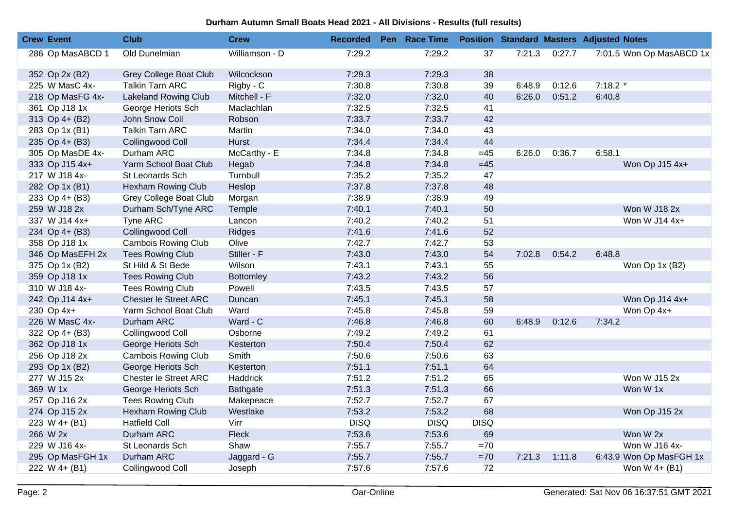**Durham Autumn Small Boats Head 2021 - All Divisions - Results (full results)**

| Crew | Event | Club | Crew | Recorded | Pen | Race Time | Position | Standard | Masters | Adjusted | Notes |
|---|---|---|---|---|---|---|---|---|---|---|---|
| 286 | Op MasABCD 1 | Old Dunelmian | Williamson - D | 7:29.2 | | 7:29.2 | 37 | 7:21.3 | 0:27.7 | 7:01.5 | Won Op MasABCD 1x |
| 352 | Op 2x (B2) | Grey College Boat Club | Wilcockson | 7:29.3 | | 7:29.3 | 38 | | | | |
| 225 | W MasC 4x- | Talkin Tarn ARC | Rigby - C | 7:30.8 | | 7:30.8 | 39 | 6:48.9 | 0:12.6 | 7:18.2 * | |
| 218 | Op MasFG 4x- | Lakeland Rowing Club | Mitchell - F | 7:32.0 | | 7:32.0 | 40 | 6:26.0 | 0:51.2 | 6:40.8 | |
| 361 | Op J18 1x | George Heriots Sch | Maclachlan | 7:32.5 | | 7:32.5 | 41 | | | | |
| 313 | Op 4+ (B2) | John Snow Coll | Robson | 7:33.7 | | 7:33.7 | 42 | | | | |
| 283 | Op 1x (B1) | Talkin Tarn ARC | Martin | 7:34.0 | | 7:34.0 | 43 | | | | |
| 235 | Op 4+ (B3) | Collingwood Coll | Hurst | 7:34.4 | | 7:34.4 | 44 | | | | |
| 305 | Op MasDE 4x- | Durham ARC | McCarthy - E | 7:34.8 | | 7:34.8 | =45 | 6:26.0 | 0:36.7 | 6:58.1 | |
| 333 | Op J15 4x+ | Yarm School Boat Club | Hegab | 7:34.8 | | 7:34.8 | =45 | | | | Won Op J15 4x+ |
| 217 | W J18 4x- | St Leonards Sch | Turnbull | 7:35.2 | | 7:35.2 | 47 | | | | |
| 282 | Op 1x (B1) | Hexham Rowing Club | Heslop | 7:37.8 | | 7:37.8 | 48 | | | | |
| 233 | Op 4+ (B3) | Grey College Boat Club | Morgan | 7:38.9 | | 7:38.9 | 49 | | | | |
| 259 | W J18 2x | Durham Sch/Tyne ARC | Temple | 7:40.1 | | 7:40.1 | 50 | | | | Won W J18 2x |
| 337 | W J14 4x+ | Tyne ARC | Lancon | 7:40.2 | | 7:40.2 | 51 | | | | Won W J14 4x+ |
| 234 | Op 4+ (B3) | Collingwood Coll | Ridges | 7:41.6 | | 7:41.6 | 52 | | | | |
| 358 | Op J18 1x | Cambois Rowing Club | Olive | 7:42.7 | | 7:42.7 | 53 | | | | |
| 346 | Op MasEFH 2x | Tees Rowing Club | Stiller - F | 7:43.0 | | 7:43.0 | 54 | 7:02.8 | 0:54.2 | 6:48.8 | |
| 375 | Op 1x (B2) | St Hild & St Bede | Wilson | 7:43.1 | | 7:43.1 | 55 | | | | Won Op 1x (B2) |
| 359 | Op J18 1x | Tees Rowing Club | Bottomley | 7:43.2 | | 7:43.2 | 56 | | | | |
| 310 | W J18 4x- | Tees Rowing Club | Powell | 7:43.5 | | 7:43.5 | 57 | | | | |
| 242 | Op J14 4x+ | Chester le Street ARC | Duncan | 7:45.1 | | 7:45.1 | 58 | | | | Won Op J14 4x+ |
| 230 | Op 4x+ | Yarm School Boat Club | Ward | 7:45.8 | | 7:45.8 | 59 | | | | Won Op 4x+ |
| 226 | W MasC 4x- | Durham ARC | Ward - C | 7:46.8 | | 7:46.8 | 60 | 6:48.9 | 0:12.6 | 7:34.2 | |
| 322 | Op 4+ (B3) | Collingwood Coll | Osborne | 7:49.2 | | 7:49.2 | 61 | | | | |
| 362 | Op J18 1x | George Heriots Sch | Kesterton | 7:50.4 | | 7:50.4 | 62 | | | | |
| 256 | Op J18 2x | Cambois Rowing Club | Smith | 7:50.6 | | 7:50.6 | 63 | | | | |
| 293 | Op 1x (B2) | George Heriots Sch | Kesterton | 7:51.1 | | 7:51.1 | 64 | | | | |
| 277 | W J15 2x | Chester le Street ARC | Haddrick | 7:51.2 | | 7:51.2 | 65 | | | | Won W J15 2x |
| 369 | W 1x | George Heriots Sch | Bathgate | 7:51.3 | | 7:51.3 | 66 | | | | Won W 1x |
| 257 | Op J16 2x | Tees Rowing Club | Makepeace | 7:52.7 | | 7:52.7 | 67 | | | | |
| 274 | Op J15 2x | Hexham Rowing Club | Westlake | 7:53.2 | | 7:53.2 | 68 | | | | Won Op J15 2x |
| 223 | W 4+ (B1) | Hatfield Coll | Virr | DISQ | | DISQ | DISQ | | | | |
| 266 | W 2x | Durham ARC | Fleck | 7:53.6 | | 7:53.6 | 69 | | | | Won W 2x |
| 229 | W J16 4x- | St Leonards Sch | Shaw | 7:55.7 | | 7:55.7 | =70 | | | | Won W J16 4x- |
| 295 | Op MasFGH 1x | Durham ARC | Jaggard - G | 7:55.7 | | 7:55.7 | =70 | 7:21.3 | 1:11.8 | 6:43.9 | Won Op MasFGH 1x |
| 222 | W 4+ (B1) | Collingwood Coll | Joseph | 7:57.6 | | 7:57.6 | 72 | | | | Won W 4+ (B1) |

Oar-Online

Generated: Sat Nov 06 16:37:51 GMT 2021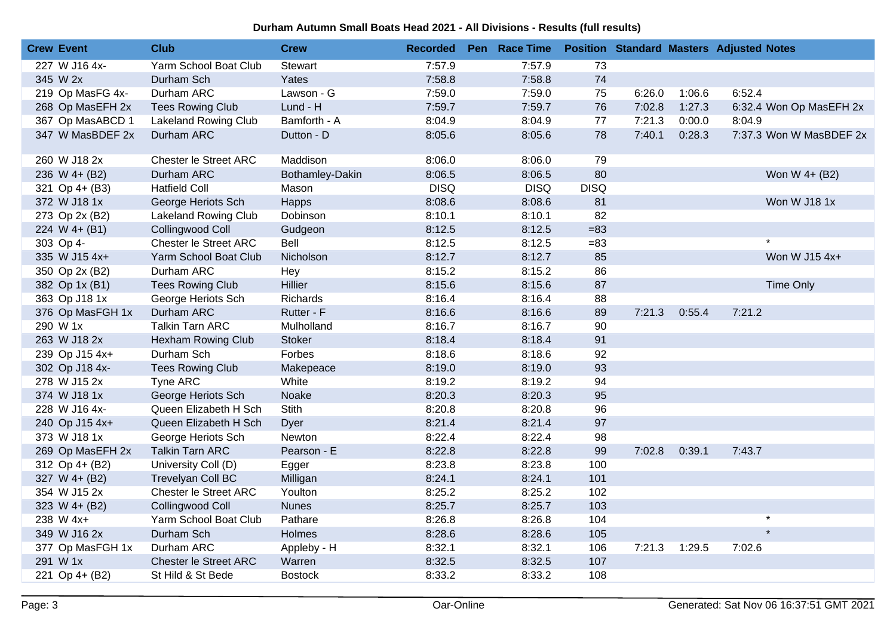**Durham Autumn Small Boats Head 2021 - All Divisions - Results (full results)**

| Crew | Event | Club | Crew | Recorded | Pen | Race Time | Position | Standard | Masters | Adjusted | Notes |
|---|---|---|---|---|---|---|---|---|---|---|---|
| 227 | W J16 4x- | Yarm School Boat Club | Stewart | 7:57.9 | | 7:57.9 | 73 | | | | |
| 345 | W 2x | Durham Sch | Yates | 7:58.8 | | 7:58.8 | 74 | | | | |
| 219 | Op MasFG 4x- | Durham ARC | Lawson - G | 7:59.0 | | 7:59.0 | 75 | 6:26.0 | 1:06.6 | 6:52.4 | |
| 268 | Op MasEFH 2x | Tees Rowing Club | Lund - H | 7:59.7 | | 7:59.7 | 76 | 7:02.8 | 1:27.3 | 6:32.4 | Won Op MasEFH 2x |
| 367 | Op MasABCD 1 | Lakeland Rowing Club | Bamforth - A | 8:04.9 | | 8:04.9 | 77 | 7:21.3 | 0:00.0 | 8:04.9 | |
| 347 | W MasBDEF 2x | Durham ARC | Dutton - D | 8:05.6 | | 8:05.6 | 78 | 7:40.1 | 0:28.3 | 7:37.3 | Won W MasBDEF 2x |
| 260 | W J18 2x | Chester le Street ARC | Maddison | 8:06.0 | | 8:06.0 | 79 | | | | |
| 236 | W 4+ (B2) | Durham ARC | Bothamley-Dakin | 8:06.5 | | 8:06.5 | 80 | | | | Won W 4+ (B2) |
| 321 | Op 4+ (B3) | Hatfield Coll | Mason | DISQ | | DISQ | DISQ | | | | |
| 372 | W J18 1x | George Heriots Sch | Happs | 8:08.6 | | 8:08.6 | 81 | | | | Won W J18 1x |
| 273 | Op 2x (B2) | Lakeland Rowing Club | Dobinson | 8:10.1 | | 8:10.1 | 82 | | | | |
| 224 | W 4+ (B1) | Collingwood Coll | Gudgeon | 8:12.5 | | 8:12.5 | =83 | | | | |
| 303 | Op 4- | Chester le Street ARC | Bell | 8:12.5 | | 8:12.5 | =83 | | | | * |
| 335 | W J15 4x+ | Yarm School Boat Club | Nicholson | 8:12.7 | | 8:12.7 | 85 | | | | Won W J15 4x+ |
| 350 | Op 2x (B2) | Durham ARC | Hey | 8:15.2 | | 8:15.2 | 86 | | | | |
| 382 | Op 1x (B1) | Tees Rowing Club | Hillier | 8:15.6 | | 8:15.6 | 87 | | | | Time Only |
| 363 | Op J18 1x | George Heriots Sch | Richards | 8:16.4 | | 8:16.4 | 88 | | | | |
| 376 | Op MasFGH 1x | Durham ARC | Rutter - F | 8:16.6 | | 8:16.6 | 89 | 7:21.3 | 0:55.4 | 7:21.2 | |
| 290 | W 1x | Talkin Tarn ARC | Mulholland | 8:16.7 | | 8:16.7 | 90 | | | | |
| 263 | W J18 2x | Hexham Rowing Club | Stoker | 8:18.4 | | 8:18.4 | 91 | | | | |
| 239 | Op J15 4x+ | Durham Sch | Forbes | 8:18.6 | | 8:18.6 | 92 | | | | |
| 302 | Op J18 4x- | Tees Rowing Club | Makepeace | 8:19.0 | | 8:19.0 | 93 | | | | |
| 278 | W J15 2x | Tyne ARC | White | 8:19.2 | | 8:19.2 | 94 | | | | |
| 374 | W J18 1x | George Heriots Sch | Noake | 8:20.3 | | 8:20.3 | 95 | | | | |
| 228 | W J16 4x- | Queen Elizabeth H Sch | Stith | 8:20.8 | | 8:20.8 | 96 | | | | |
| 240 | Op J15 4x+ | Queen Elizabeth H Sch | Dyer | 8:21.4 | | 8:21.4 | 97 | | | | |
| 373 | W J18 1x | George Heriots Sch | Newton | 8:22.4 | | 8:22.4 | 98 | | | | |
| 269 | Op MasEFH 2x | Talkin Tarn ARC | Pearson - E | 8:22.8 | | 8:22.8 | 99 | 7:02.8 | 0:39.1 | 7:43.7 | |
| 312 | Op 4+ (B2) | University Coll (D) | Egger | 8:23.8 | | 8:23.8 | 100 | | | | |
| 327 | W 4+ (B2) | Trevelyan Coll BC | Milligan | 8:24.1 | | 8:24.1 | 101 | | | | |
| 354 | W J15 2x | Chester le Street ARC | Youlton | 8:25.2 | | 8:25.2 | 102 | | | | |
| 323 | W 4+ (B2) | Collingwood Coll | Nunes | 8:25.7 | | 8:25.7 | 103 | | | | |
| 238 | W 4x+ | Yarm School Boat Club | Pathare | 8:26.8 | | 8:26.8 | 104 | | | | * |
| 349 | W J16 2x | Durham Sch | Holmes | 8:28.6 | | 8:28.6 | 105 | | | | * |
| 377 | Op MasFGH 1x | Durham ARC | Appleby - H | 8:32.1 | | 8:32.1 | 106 | 7:21.3 | 1:29.5 | 7:02.6 | |
| 291 | W 1x | Chester le Street ARC | Warren | 8:32.5 | | 8:32.5 | 107 | | | | |
| 221 | Op 4+ (B2) | St Hild & St Bede | Bostock | 8:33.2 | | 8:33.2 | 108 | | | | |

Oar-Online

Generated: Sat Nov 06 16:37:51 GMT 2021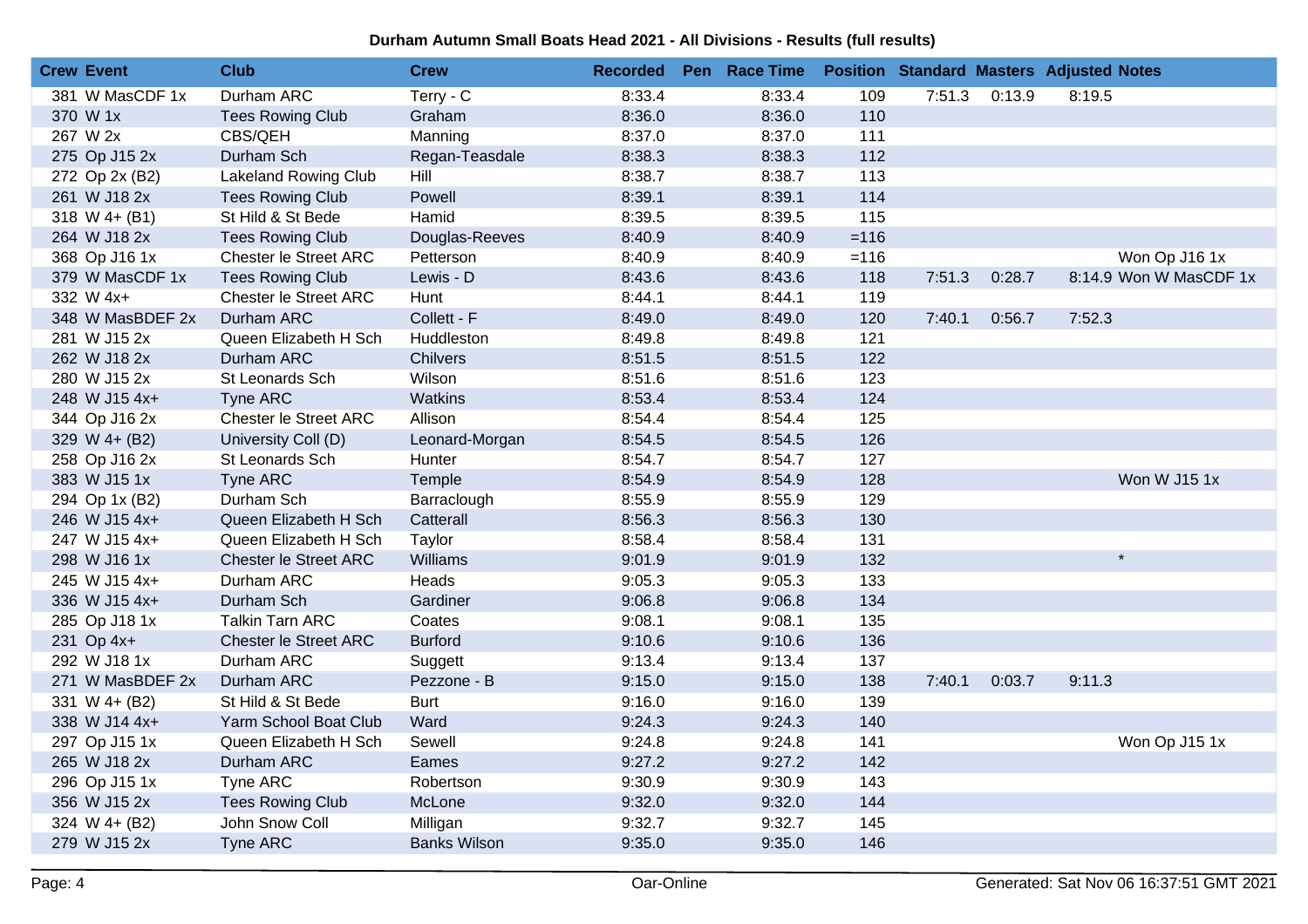**Durham Autumn Small Boats Head 2021 - All Divisions - Results (full results)**

| Crew | Event | Club | Crew | Recorded | Pen | Race Time | Position | Standard | Masters | Adjusted | Notes |
|---|---|---|---|---|---|---|---|---|---|---|---|
| 381 | W MasCDF 1x | Durham ARC | Terry - C | 8:33.4 | | 8:33.4 | 109 | 7:51.3 | 0:13.9 | 8:19.5 | |
| 370 | W 1x | Tees Rowing Club | Graham | 8:36.0 | | 8:36.0 | 110 | | | | |
| 267 | W 2x | CBS/QEH | Manning | 8:37.0 | | 8:37.0 | 111 | | | | |
| 275 | Op J15 2x | Durham Sch | Regan-Teasdale | 8:38.3 | | 8:38.3 | 112 | | | | |
| 272 | Op 2x (B2) | Lakeland Rowing Club | Hill | 8:38.7 | | 8:38.7 | 113 | | | | |
| 261 | W J18 2x | Tees Rowing Club | Powell | 8:39.1 | | 8:39.1 | 114 | | | | |
| 318 | W 4+ (B1) | St Hild & St Bede | Hamid | 8:39.5 | | 8:39.5 | 115 | | | | |
| 264 | W J18 2x | Tees Rowing Club | Douglas-Reeves | 8:40.9 | | 8:40.9 | =116 | | | | |
| 368 | Op J16 1x | Chester le Street ARC | Petterson | 8:40.9 | | 8:40.9 | =116 | | | | Won Op J16 1x |
| 379 | W MasCDF 1x | Tees Rowing Club | Lewis - D | 8:43.6 | | 8:43.6 | 118 | 7:51.3 | 0:28.7 | 8:14.9 | Won W MasCDF 1x |
| 332 | W 4x+ | Chester le Street ARC | Hunt | 8:44.1 | | 8:44.1 | 119 | | | | |
| 348 | W MasBDEF 2x | Durham ARC | Collett - F | 8:49.0 | | 8:49.0 | 120 | 7:40.1 | 0:56.7 | 7:52.3 | |
| 281 | W J15 2x | Queen Elizabeth H Sch | Huddleston | 8:49.8 | | 8:49.8 | 121 | | | | |
| 262 | W J18 2x | Durham ARC | Chilvers | 8:51.5 | | 8:51.5 | 122 | | | | |
| 280 | W J15 2x | St Leonards Sch | Wilson | 8:51.6 | | 8:51.6 | 123 | | | | |
| 248 | W J15 4x+ | Tyne ARC | Watkins | 8:53.4 | | 8:53.4 | 124 | | | | |
| 344 | Op J16 2x | Chester le Street ARC | Allison | 8:54.4 | | 8:54.4 | 125 | | | | |
| 329 | W 4+ (B2) | University Coll (D) | Leonard-Morgan | 8:54.5 | | 8:54.5 | 126 | | | | |
| 258 | Op J16 2x | St Leonards Sch | Hunter | 8:54.7 | | 8:54.7 | 127 | | | | |
| 383 | W J15 1x | Tyne ARC | Temple | 8:54.9 | | 8:54.9 | 128 | | | | Won W J15 1x |
| 294 | Op 1x (B2) | Durham Sch | Barraclough | 8:55.9 | | 8:55.9 | 129 | | | | |
| 246 | W J15 4x+ | Queen Elizabeth H Sch | Catterall | 8:56.3 | | 8:56.3 | 130 | | | | |
| 247 | W J15 4x+ | Queen Elizabeth H Sch | Taylor | 8:58.4 | | 8:58.4 | 131 | | | | |
| 298 | W J16 1x | Chester le Street ARC | Williams | 9:01.9 | | 9:01.9 | 132 | | | | * |
| 245 | W J15 4x+ | Durham ARC | Heads | 9:05.3 | | 9:05.3 | 133 | | | | |
| 336 | W J15 4x+ | Durham Sch | Gardiner | 9:06.8 | | 9:06.8 | 134 | | | | |
| 285 | Op J18 1x | Talkin Tarn ARC | Coates | 9:08.1 | | 9:08.1 | 135 | | | | |
| 231 | Op 4x+ | Chester le Street ARC | Burford | 9:10.6 | | 9:10.6 | 136 | | | | |
| 292 | W J18 1x | Durham ARC | Suggett | 9:13.4 | | 9:13.4 | 137 | | | | |
| 271 | W MasBDEF 2x | Durham ARC | Pezzone - B | 9:15.0 | | 9:15.0 | 138 | 7:40.1 | 0:03.7 | 9:11.3 | |
| 331 | W 4+ (B2) | St Hild & St Bede | Burt | 9:16.0 | | 9:16.0 | 139 | | | | |
| 338 | W J14 4x+ | Yarm School Boat Club | Ward | 9:24.3 | | 9:24.3 | 140 | | | | |
| 297 | Op J15 1x | Queen Elizabeth H Sch | Sewell | 9:24.8 | | 9:24.8 | 141 | | | | Won Op J15 1x |
| 265 | W J18 2x | Durham ARC | Eames | 9:27.2 | | 9:27.2 | 142 | | | | |
| 296 | Op J15 1x | Tyne ARC | Robertson | 9:30.9 | | 9:30.9 | 143 | | | | |
| 356 | W J15 2x | Tees Rowing Club | McLone | 9:32.0 | | 9:32.0 | 144 | | | | |
| 324 | W 4+ (B2) | John Snow Coll | Milligan | 9:32.7 | | 9:32.7 | 145 | | | | |
| 279 | W J15 2x | Tyne ARC | Banks Wilson | 9:35.0 | | 9:35.0 | 146 | | | | |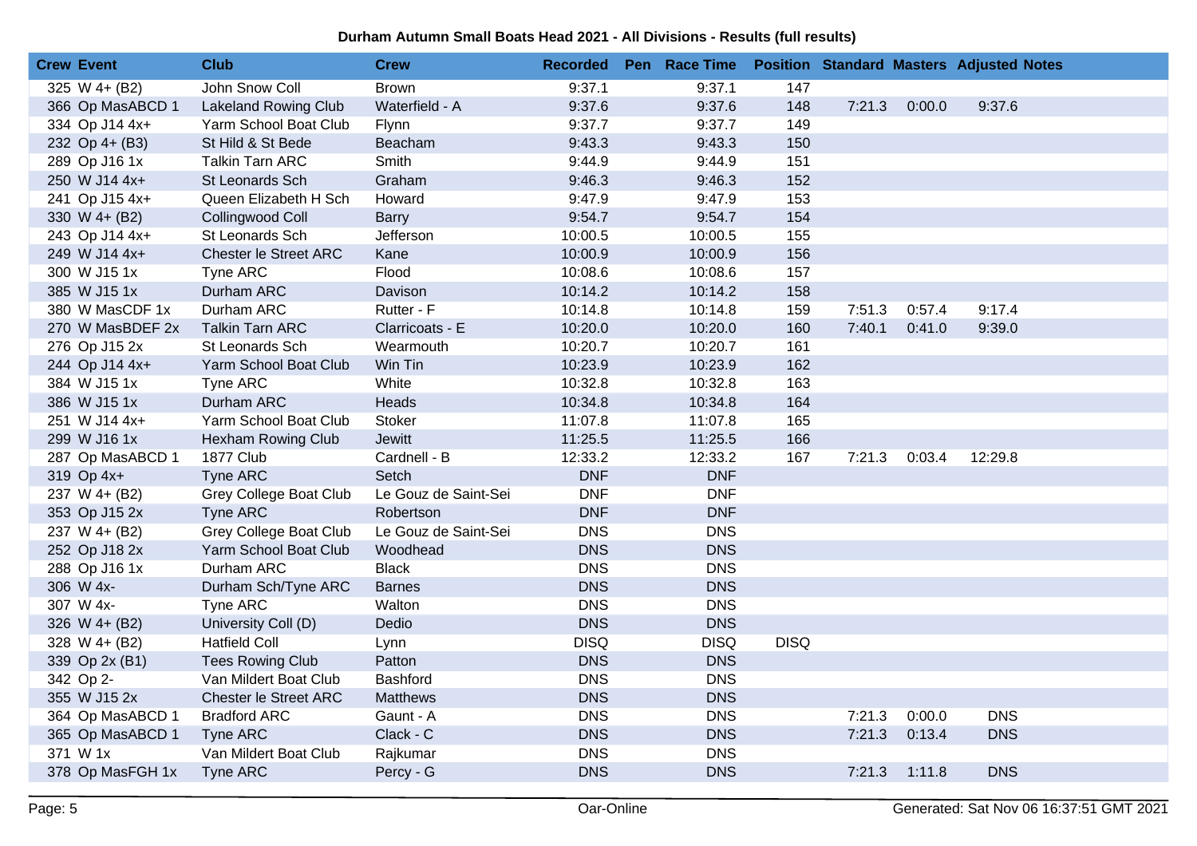**Durham Autumn Small Boats Head 2021 - All Divisions - Results (full results)**

| Crew | Event | Club | Crew | Recorded | Pen | Race Time | Position | Standard | Masters | Adjusted | Notes |
|---|---|---|---|---|---|---|---|---|---|---|---|
| 325 | W 4+ (B2) | John Snow Coll | Brown | 9:37.1 | | 9:37.1 | 147 | | | | |
| 366 | Op MasABCD 1 | Lakeland Rowing Club | Waterfield - A | 9:37.6 | | 9:37.6 | 148 | 7:21.3 | 0:00.0 | 9:37.6 | |
| 334 | Op J14 4x+ | Yarm School Boat Club | Flynn | 9:37.7 | | 9:37.7 | 149 | | | | |
| 232 | Op 4+ (B3) | St Hild & St Bede | Beacham | 9:43.3 | | 9:43.3 | 150 | | | | |
| 289 | Op J16 1x | Talkin Tarn ARC | Smith | 9:44.9 | | 9:44.9 | 151 | | | | |
| 250 | W J14 4x+ | St Leonards Sch | Graham | 9:46.3 | | 9:46.3 | 152 | | | | |
| 241 | Op J15 4x+ | Queen Elizabeth H Sch | Howard | 9:47.9 | | 9:47.9 | 153 | | | | |
| 330 | W 4+ (B2) | Collingwood Coll | Barry | 9:54.7 | | 9:54.7 | 154 | | | | |
| 243 | Op J14 4x+ | St Leonards Sch | Jefferson | 10:00.5 | | 10:00.5 | 155 | | | | |
| 249 | W J14 4x+ | Chester le Street ARC | Kane | 10:00.9 | | 10:00.9 | 156 | | | | |
| 300 | W J15 1x | Tyne ARC | Flood | 10:08.6 | | 10:08.6 | 157 | | | | |
| 385 | W J15 1x | Durham ARC | Davison | 10:14.2 | | 10:14.2 | 158 | | | | |
| 380 | W MasCDF 1x | Durham ARC | Rutter - F | 10:14.8 | | 10:14.8 | 159 | 7:51.3 | 0:57.4 | 9:17.4 | |
| 270 | W MasBDEF 2x | Talkin Tarn ARC | Clarricoats - E | 10:20.0 | | 10:20.0 | 160 | 7:40.1 | 0:41.0 | 9:39.0 | |
| 276 | Op J15 2x | St Leonards Sch | Wearmouth | 10:20.7 | | 10:20.7 | 161 | | | | |
| 244 | Op J14 4x+ | Yarm School Boat Club | Win Tin | 10:23.9 | | 10:23.9 | 162 | | | | |
| 384 | W J15 1x | Tyne ARC | White | 10:32.8 | | 10:32.8 | 163 | | | | |
| 386 | W J15 1x | Durham ARC | Heads | 10:34.8 | | 10:34.8 | 164 | | | | |
| 251 | W J14 4x+ | Yarm School Boat Club | Stoker | 11:07.8 | | 11:07.8 | 165 | | | | |
| 299 | W J16 1x | Hexham Rowing Club | Jewitt | 11:25.5 | | 11:25.5 | 166 | | | | |
| 287 | Op MasABCD 1 | 1877 Club | Cardnell - B | 12:33.2 | | 12:33.2 | 167 | 7:21.3 | 0:03.4 | 12:29.8 | |
| 319 | Op 4x+ | Tyne ARC | Setch | DNF | | DNF | | | | | |
| 237 | W 4+ (B2) | Grey College Boat Club | Le Gouz de Saint-Sei | DNF | | DNF | | | | | |
| 353 | Op J15 2x | Tyne ARC | Robertson | DNF | | DNF | | | | | |
| 237 | W 4+ (B2) | Grey College Boat Club | Le Gouz de Saint-Sei | DNS | | DNS | | | | | |
| 252 | Op J18 2x | Yarm School Boat Club | Woodhead | DNS | | DNS | | | | | |
| 288 | Op J16 1x | Durham ARC | Black | DNS | | DNS | | | | | |
| 306 | W 4x- | Durham Sch/Tyne ARC | Barnes | DNS | | DNS | | | | | |
| 307 | W 4x- | Tyne ARC | Walton | DNS | | DNS | | | | | |
| 326 | W 4+ (B2) | University Coll (D) | Dedio | DNS | | DNS | | | | | |
| 328 | W 4+ (B2) | Hatfield Coll | Lynn | DISQ | | DISQ | DISQ | | | | |
| 339 | Op 2x (B1) | Tees Rowing Club | Patton | DNS | | DNS | | | | | |
| 342 | Op 2- | Van Mildert Boat Club | Bashford | DNS | | DNS | | | | | |
| 355 | W J15 2x | Chester le Street ARC | Matthews | DNS | | DNS | | | | | |
| 364 | Op MasABCD 1 | Bradford ARC | Gaunt - A | DNS | | DNS | | 7:21.3 | 0:00.0 | DNS | |
| 365 | Op MasABCD 1 | Tyne ARC | Clack - C | DNS | | DNS | | 7:21.3 | 0:13.4 | DNS | |
| 371 | W 1x | Van Mildert Boat Club | Rajkumar | DNS | | DNS | | | | | |
| 378 | Op MasFGH 1x | Tyne ARC | Percy - G | DNS | | DNS | | 7:21.3 | 1:11.8 | DNS | |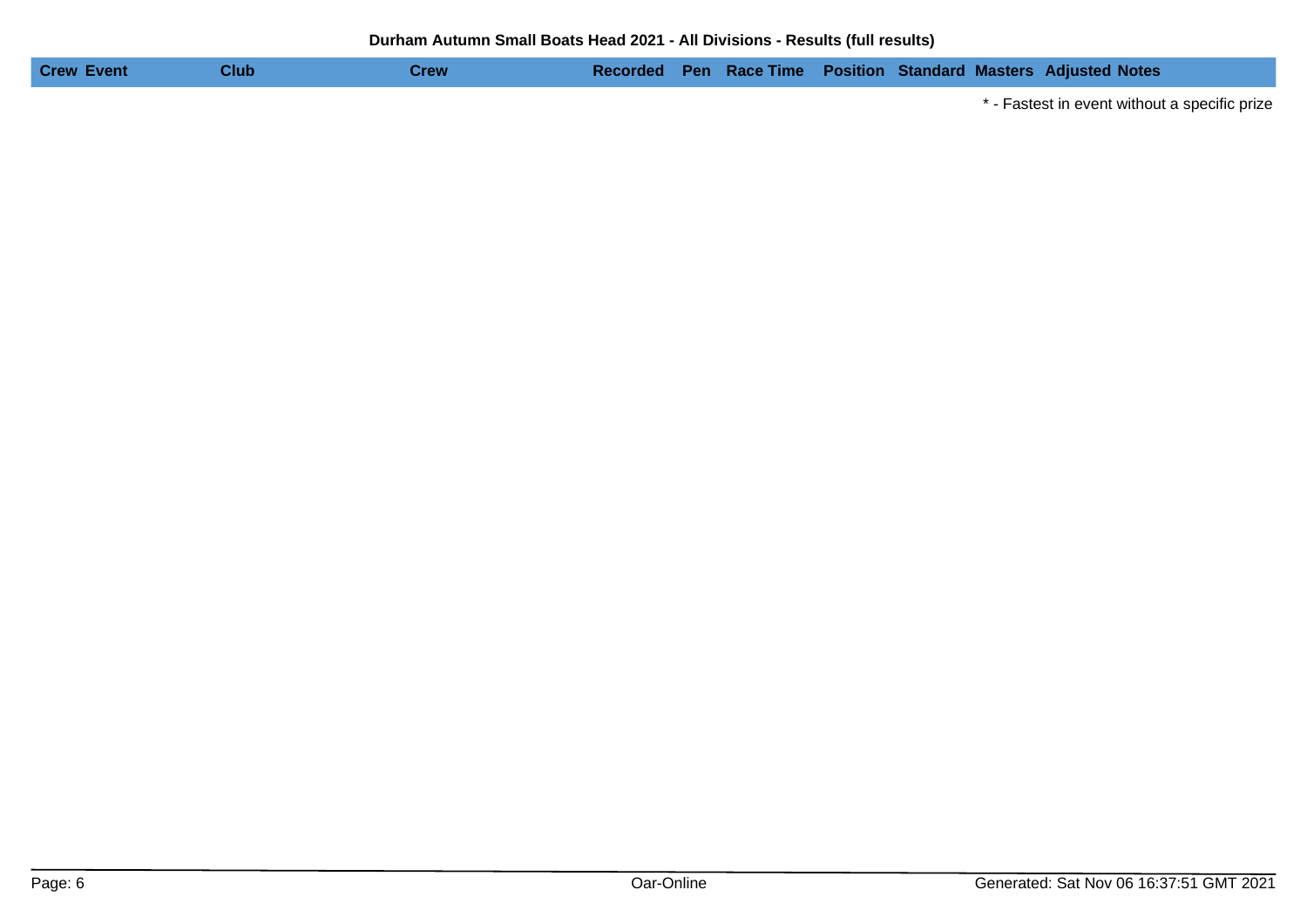**Durham Autumn Small Boats Head 2021 - All Divisions - Results (full results)**

| Crew | Event | Club | Crew | Recorded | Pen | Race Time | Position | Standard | Masters | Adjusted | Notes |
|---|---|---|---|---|---|---|---|---|---|---|---|

* - Fastest in event without a specific prize